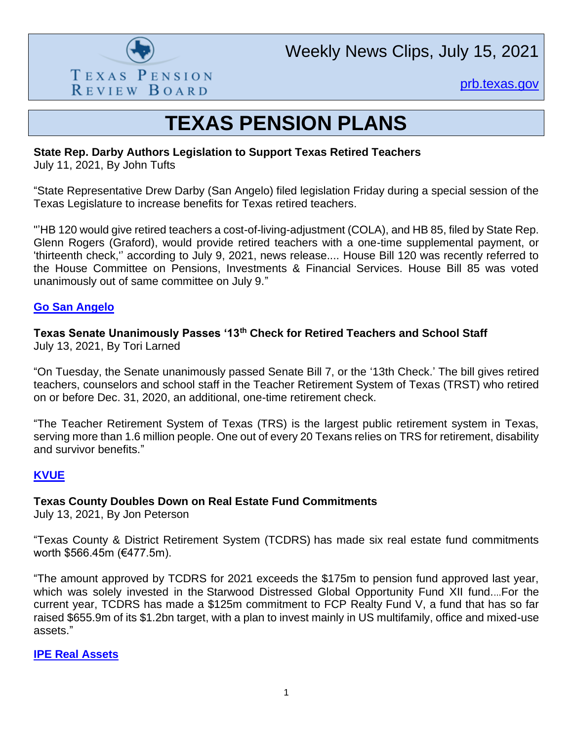Texas Pension Review Board

Weekly News Clips, July 15, 2021

[prb.texas.gov](prb.texas.gov)

# TEXAS PENSION PLANS

**State Rep. Darby Authors Legislation to Support Texas Retired Teachers**
July 11, 2021, By John Tufts

"State Representative Drew Darby (San Angelo) filed legislation Friday during a special session of the Texas Legislature to increase benefits for Texas retired teachers.

"'HB 120 would give retired teachers a cost-of-living-adjustment (COLA), and HB 85, filed by State Rep. Glenn Rogers (Graford), would provide retired teachers with a one-time supplemental payment, or 'thirteenth check,'' according to July 9, 2021, news release.... House Bill 120 was recently referred to the House Committee on Pensions, Investments & Financial Services. House Bill 85 was voted unanimously out of same committee on July 9."

**Go San Angelo**

**Texas Senate Unanimously Passes '13th Check for Retired Teachers and School Staff**
July 13, 2021, By Tori Larned

"On Tuesday, the Senate unanimously passed Senate Bill 7, or the '13th Check.' The bill gives retired teachers, counselors and school staff in the Teacher Retirement System of Texas (TRST) who retired on or before Dec. 31, 2020, an additional, one-time retirement check.

"The Teacher Retirement System of Texas (TRS) is the largest public retirement system in Texas, serving more than 1.6 million people. One out of every 20 Texans relies on TRS for retirement, disability and survivor benefits."

**KVUE**

**Texas County Doubles Down on Real Estate Fund Commitments**
July 13, 2021, By Jon Peterson

"Texas County & District Retirement System (TCDRS) has made six real estate fund commitments worth $566.45m (€477.5m).

"The amount approved by TCDRS for 2021 exceeds the $175m to pension fund approved last year, which was solely invested in the Starwood Distressed Global Opportunity Fund XII fund....For the current year, TCDRS has made a $125m commitment to FCP Realty Fund V, a fund that has so far raised $655.9m of its $1.2bn target, with a plan to invest mainly in US multifamily, office and mixed-use assets."

**IPE Real Assets**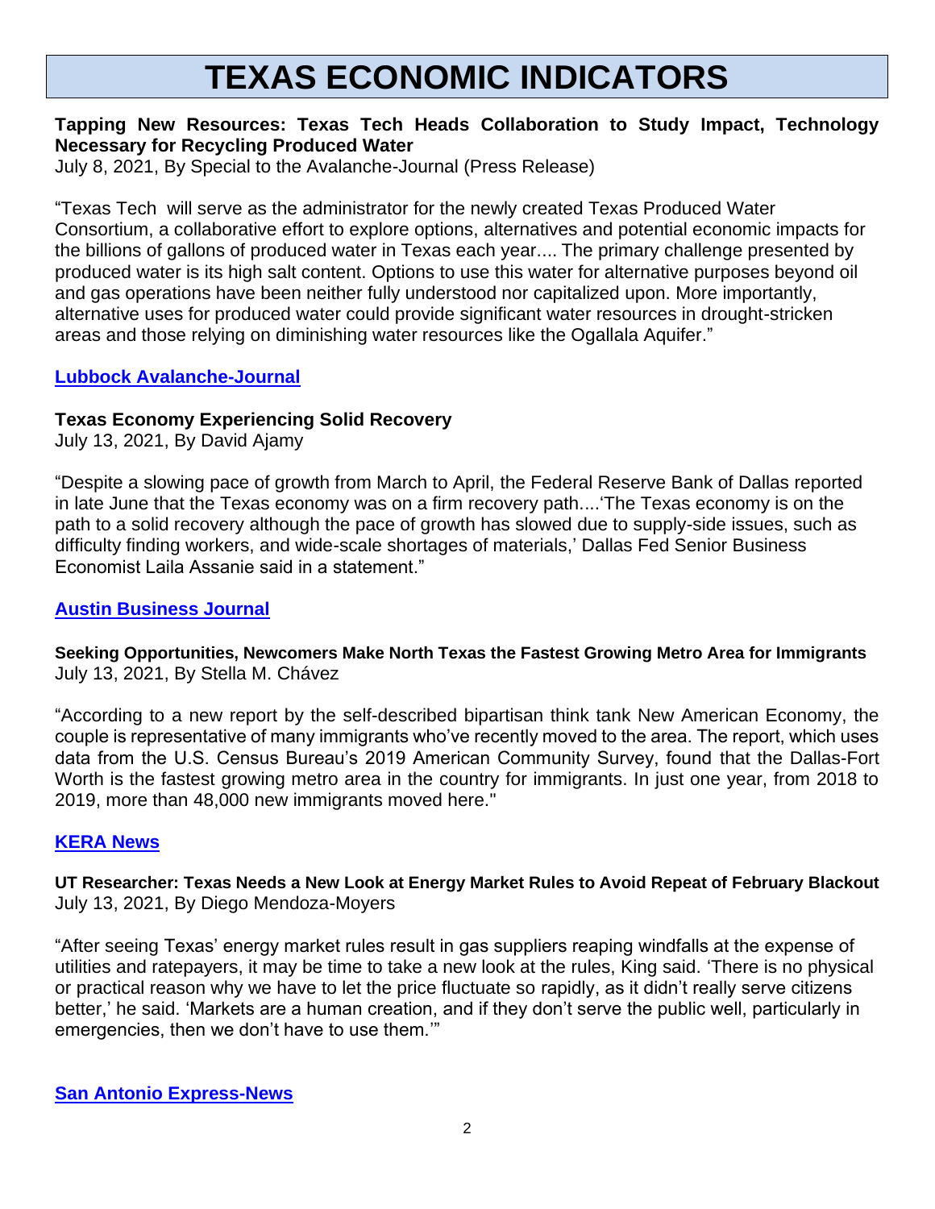# TEXAS ECONOMIC INDICATORS

**Tapping New Resources: Texas Tech Heads Collaboration to Study Impact, Technology Necessary for Recycling Produced Water**
July 8, 2021, By Special to the Avalanche-Journal (Press Release)

"Texas Tech will serve as the administrator for the newly created Texas Produced Water Consortium, a collaborative effort to explore options, alternatives and potential economic impacts for the billions of gallons of produced water in Texas each year.... The primary challenge presented by produced water is its high salt content. Options to use this water for alternative purposes beyond oil and gas operations have been neither fully understood nor capitalized upon. More importantly, alternative uses for produced water could provide significant water resources in drought-stricken areas and those relying on diminishing water resources like the Ogallala Aquifer."

**Lubbock Avalanche-Journal**

**Texas Economy Experiencing Solid Recovery**
July 13, 2021, By David Ajamy

"Despite a slowing pace of growth from March to April, the Federal Reserve Bank of Dallas reported in late June that the Texas economy was on a firm recovery path....'The Texas economy is on the path to a solid recovery although the pace of growth has slowed due to supply-side issues, such as difficulty finding workers, and wide-scale shortages of materials,' Dallas Fed Senior Business Economist Laila Assanie said in a statement."

**Austin Business Journal**

**Seeking Opportunities, Newcomers Make North Texas the Fastest Growing Metro Area for Immigrants**
July 13, 2021, By Stella M. Chávez

"According to a new report by the self-described bipartisan think tank New American Economy, the couple is representative of many immigrants who've recently moved to the area. The report, which uses data from the U.S. Census Bureau's 2019 American Community Survey, found that the Dallas-Fort Worth is the fastest growing metro area in the country for immigrants. In just one year, from 2018 to 2019, more than 48,000 new immigrants moved here."

**KERA News**

**UT Researcher: Texas Needs a New Look at Energy Market Rules to Avoid Repeat of February Blackout**
July 13, 2021, By Diego Mendoza-Moyers

"After seeing Texas' energy market rules result in gas suppliers reaping windfalls at the expense of utilities and ratepayers, it may be time to take a new look at the rules, King said. 'There is no physical or practical reason why we have to let the price fluctuate so rapidly, as it didn't really serve citizens better,' he said. 'Markets are a human creation, and if they don't serve the public well, particularly in emergencies, then we don't have to use them.'"

**San Antonio Express-News**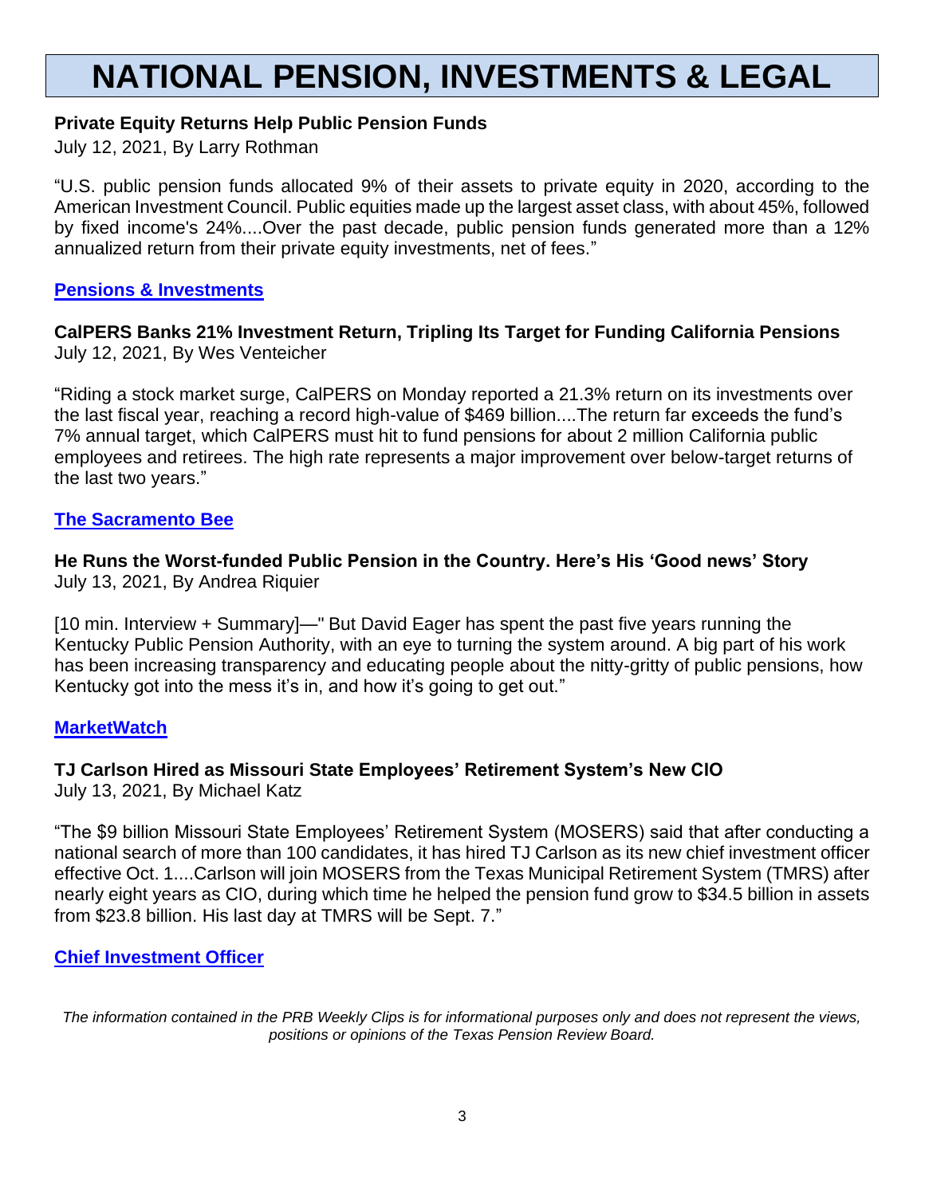# NATIONAL PENSION, INVESTMENTS & LEGAL

**Private Equity Returns Help Public Pension Funds**

July 12, 2021, By Larry Rothman

“U.S. public pension funds allocated 9% of their assets to private equity in 2020, according to the American Investment Council. Public equities made up the largest asset class, with about 45%, followed by fixed income's 24%....Over the past decade, public pension funds generated more than a 12% annualized return from their private equity investments, net of fees.”

**Pensions & Investments**

**CalPERS Banks 21% Investment Return, Tripling Its Target for Funding California Pensions**

July 12, 2021, By Wes Venteicher

“Riding a stock market surge, CalPERS on Monday reported a 21.3% return on its investments over the last fiscal year, reaching a record high-value of $469 billion....The return far exceeds the fund’s 7% annual target, which CalPERS must hit to fund pensions for about 2 million California public employees and retirees. The high rate represents a major improvement over below-target returns of the last two years.”

**The Sacramento Bee**

**He Runs the Worst-funded Public Pension in the Country. Here’s His ‘Good news’ Story**

July 13, 2021, By Andrea Riquier

[10 min. Interview + Summary]—" But David Eager has spent the past five years running the Kentucky Public Pension Authority, with an eye to turning the system around. A big part of his work has been increasing transparency and educating people about the nitty-gritty of public pensions, how Kentucky got into the mess it’s in, and how it’s going to get out.”

**MarketWatch**

**TJ Carlson Hired as Missouri State Employees’ Retirement System’s New CIO**

July 13, 2021, By Michael Katz

“The $9 billion Missouri State Employees’ Retirement System (MOSERS) said that after conducting a national search of more than 100 candidates, it has hired TJ Carlson as its new chief investment officer effective Oct. 1....Carlson will join MOSERS from the Texas Municipal Retirement System (TMRS) after nearly eight years as CIO, during which time he helped the pension fund grow to $34.5 billion in assets from $23.8 billion. His last day at TMRS will be Sept. 7.”

**Chief Investment Officer**

*The information contained in the PRB Weekly Clips is for informational purposes only and does not represent the views, positions or opinions of the Texas Pension Review Board.*